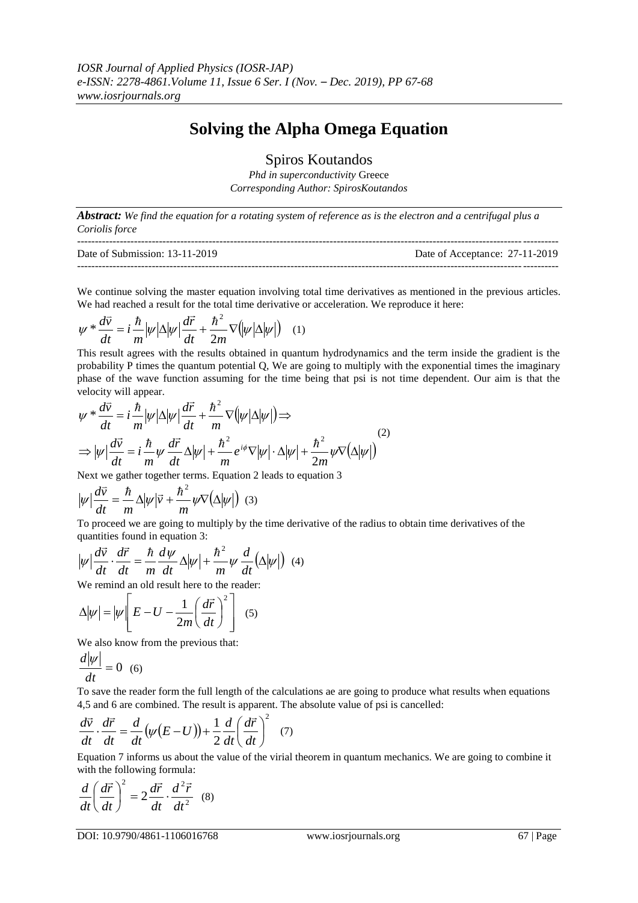# Solving the Alpha Omega Equation

Spiros Koutandos

*Phd in superconductivity* Greece

*Corresponding Author: SpirosKoutandos*

***Abstract:*** *We find the equation for a rotating system of reference as is the electron and a centrifugal plus a Coriolis force*

Date of Submission: 13-11-2019 Date of Acceptance: 27-11-2019

We continue solving the master equation involving total time derivatives as mentioned in the previous articles. We had reached a result for the total time derivative or acceleration. We reproduce it here:

$$\psi^* \frac{d\vec{v}}{dt} = i\frac{\hbar}{m}|\psi|\Delta|\psi|\frac{d\vec{r}}{dt} + \frac{\hbar^2}{2m}\nabla\left(|\psi|\Delta|\psi|\right) \quad (1)$$

This result agrees with the results obtained in quantum hydrodynamics and the term inside the gradient is the probability P times the quantum potential Q, We are going to multiply with the exponential times the imaginary phase of the wave function assuming for the time being that psi is not time dependent. Our aim is that the velocity will appear.

$$\begin{aligned}
&\psi^* \frac{d\vec{v}}{dt} = i\frac{\hbar}{m}|\psi|\Delta|\psi|\frac{d\vec{r}}{dt} + \frac{\hbar^2}{m}\nabla\left(|\psi|\Delta|\psi|\right) \Rightarrow \\
&\Rightarrow |\psi|\frac{d\vec{v}}{dt} = i\frac{\hbar}{m}\psi\frac{d\vec{r}}{dt}\Delta|\psi| + \frac{\hbar^2}{m}e^{i\phi}\nabla|\psi|\cdot\Delta|\psi| + \frac{\hbar^2}{2m}\psi\nabla\left(\Delta|\psi|\right)
\end{aligned} \quad (2)$$

Next we gather together terms. Equation 2 leads to equation 3

$$|\psi|\frac{d\vec{v}}{dt} = \frac{\hbar}{m}\Delta|\psi|\vec{v} + \frac{\hbar^2}{m}\psi\nabla\left(\Delta|\psi|\right) \quad (3)$$

To proceed we are going to multiply by the time derivative of the radius to obtain time derivatives of the quantities found in equation 3:

$$|\psi|\frac{d\vec{v}}{dt}\cdot\frac{d\vec{r}}{dt} = \frac{\hbar}{m}\frac{d\psi}{dt}\Delta|\psi| + \frac{\hbar^2}{m}\psi\frac{d}{dt}\left(\Delta|\psi|\right) \quad (4)$$

We remind an old result here to the reader:

$$\Delta|\psi| = |\psi|\left[E - U - \frac{1}{2m}\left(\frac{d\vec{r}}{dt}\right)^2\right] \quad (5)$$

We also know from the previous that:

$$\frac{d|\psi|}{dt} = 0 \quad (6)$$

To save the reader form the full length of the calculations ae are going to produce what results when equations 4,5 and 6 are combined. The result is apparent. The absolute value of psi is cancelled:

$$\frac{d\vec{v}}{dt}\cdot\frac{d\vec{r}}{dt} = \frac{d}{dt}\left(\psi(E-U)\right) + \frac{1}{2}\frac{d}{dt}\left(\frac{d\vec{r}}{dt}\right)^2 \quad (7)$$

Equation 7 informs us about the value of the virial theorem in quantum mechanics. We are going to combine it with the following formula:

$$\frac{d}{dt}\left(\frac{d\vec{r}}{dt}\right)^2 = 2\frac{d\vec{r}}{dt}\cdot\frac{d^2\vec{r}}{dt^2} \quad (8)$$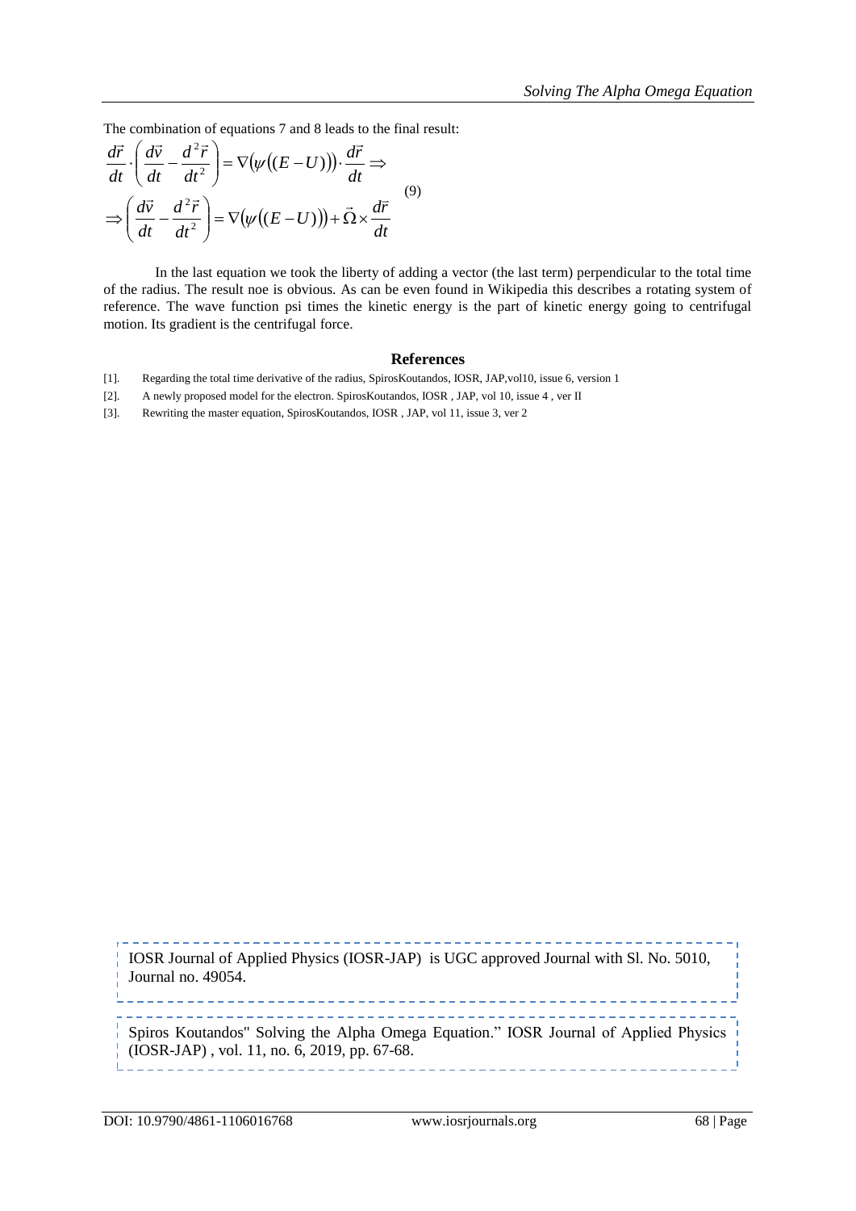The combination of equations 7 and 8 leads to the final result:

$$
\begin{aligned}
&\frac{d\vec{r}}{dt}\cdot\left(\frac{d\vec{v}}{dt}-\frac{d^2\vec{r}}{dt^2}\right)=\nabla\left(\psi\left((E-U)\right)\right)\cdot\frac{d\vec{r}}{dt}\Rightarrow \\
&\Rightarrow\left(\frac{d\vec{v}}{dt}-\frac{d^2\vec{r}}{dt^2}\right)=\nabla\left(\psi\left((E-U)\right)\right)+\vec{\Omega}\times\frac{d\vec{r}}{dt}
\end{aligned}
\quad (9)
$$

In the last equation we took the liberty of adding a vector (the last term) perpendicular to the total time of the radius. The result noe is obvious. As can be even found in Wikipedia this describes a rotating system of reference. The wave function psi times the kinetic energy is the part of kinetic energy going to centrifugal motion. Its gradient is the centrifugal force.

## References

[1]. Regarding the total time derivative of the radius, SpirosKoutandos, IOSR, JAP,vol10, issue 6, version 1

[2]. A newly proposed model for the electron. SpirosKoutandos, IOSR , JAP, vol 10, issue 4 , ver II

[3]. Rewriting the master equation, SpirosKoutandos, IOSR , JAP, vol 11, issue 3, ver 2

IOSR Journal of Applied Physics (IOSR-JAP) is UGC approved Journal with Sl. No. 5010, Journal no. 49054.

Spiros Koutandos" Solving the Alpha Omega Equation." IOSR Journal of Applied Physics (IOSR-JAP) , vol. 11, no. 6, 2019, pp. 67-68.